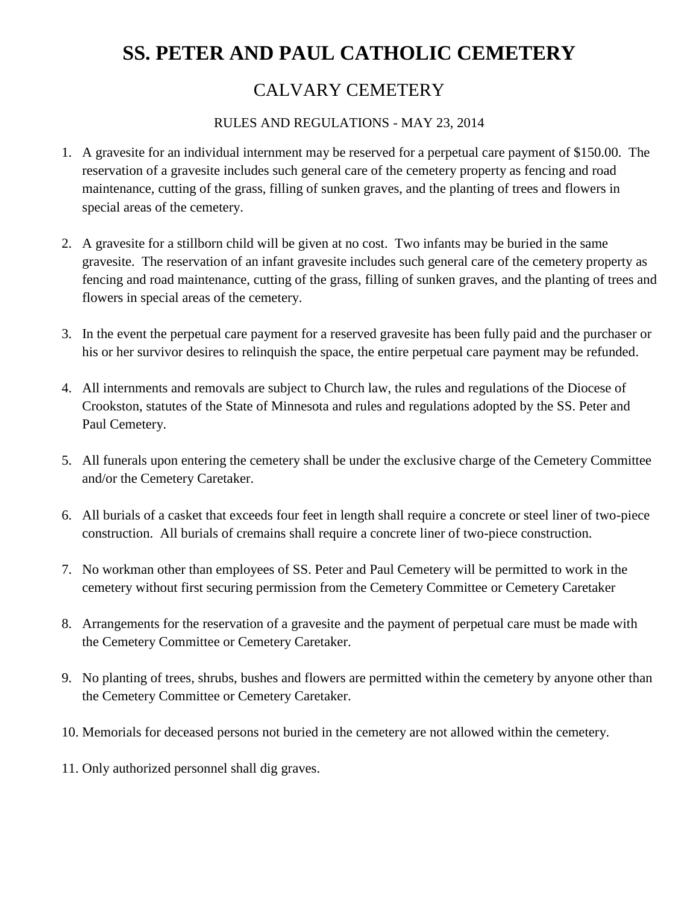# SS. PETER AND PAUL CATHOLIC CEMETERY

## CALVARY CEMETERY

RULES AND REGULATIONS - MAY 23, 2014

1. A gravesite for an individual internment may be reserved for a perpetual care payment of $150.00. The reservation of a gravesite includes such general care of the cemetery property as fencing and road maintenance, cutting of the grass, filling of sunken graves, and the planting of trees and flowers in special areas of the cemetery.

2. A gravesite for a stillborn child will be given at no cost. Two infants may be buried in the same gravesite. The reservation of an infant gravesite includes such general care of the cemetery property as fencing and road maintenance, cutting of the grass, filling of sunken graves, and the planting of trees and flowers in special areas of the cemetery.

3. In the event the perpetual care payment for a reserved gravesite has been fully paid and the purchaser or his or her survivor desires to relinquish the space, the entire perpetual care payment may be refunded.

4. All internments and removals are subject to Church law, the rules and regulations of the Diocese of Crookston, statutes of the State of Minnesota and rules and regulations adopted by the SS. Peter and Paul Cemetery.

5. All funerals upon entering the cemetery shall be under the exclusive charge of the Cemetery Committee and/or the Cemetery Caretaker.

6. All burials of a casket that exceeds four feet in length shall require a concrete or steel liner of two-piece construction. All burials of cremains shall require a concrete liner of two-piece construction.

7. No workman other than employees of SS. Peter and Paul Cemetery will be permitted to work in the cemetery without first securing permission from the Cemetery Committee or Cemetery Caretaker

8. Arrangements for the reservation of a gravesite and the payment of perpetual care must be made with the Cemetery Committee or Cemetery Caretaker.

9. No planting of trees, shrubs, bushes and flowers are permitted within the cemetery by anyone other than the Cemetery Committee or Cemetery Caretaker.

10. Memorials for deceased persons not buried in the cemetery are not allowed within the cemetery.

11. Only authorized personnel shall dig graves.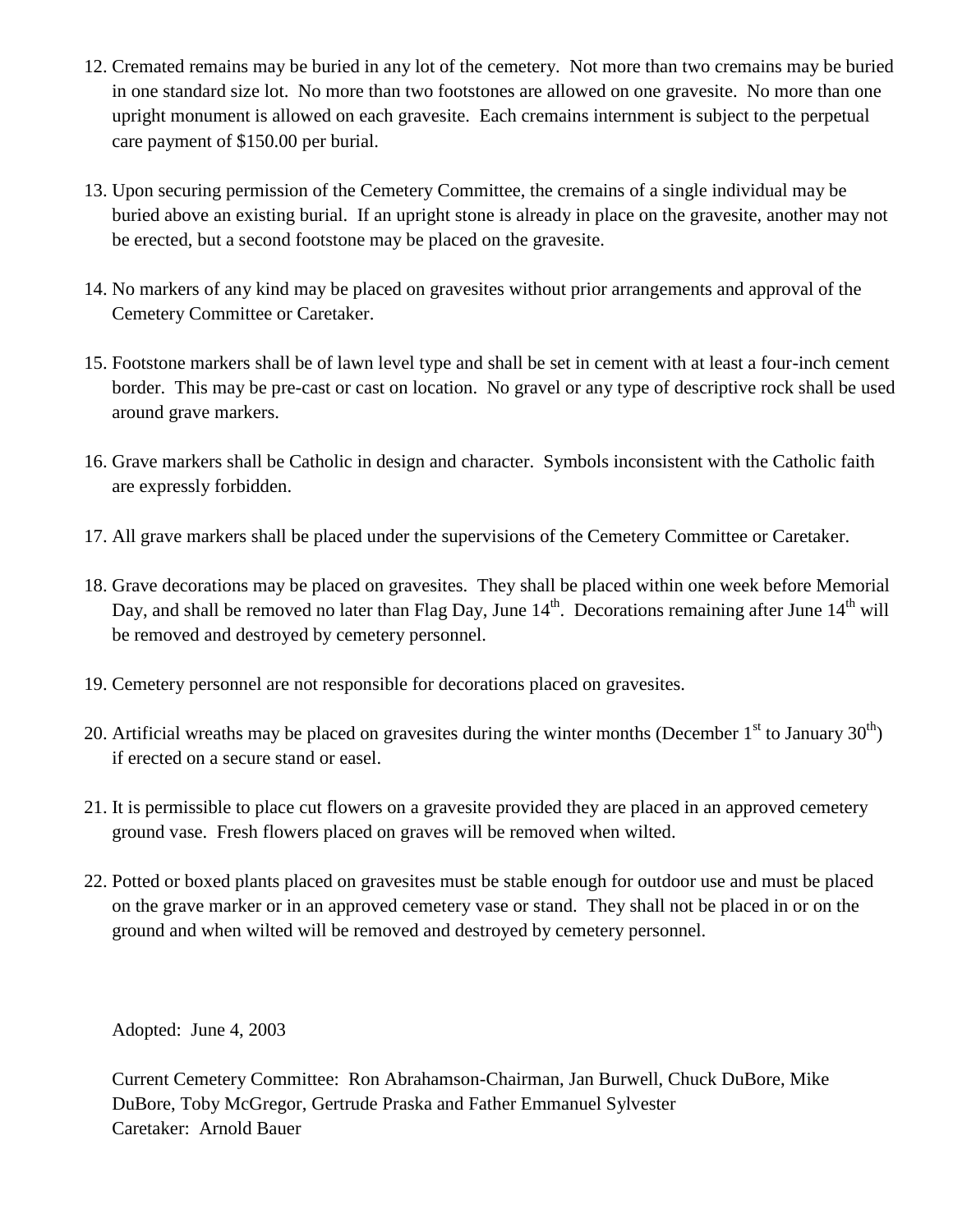12. Cremated remains may be buried in any lot of the cemetery. Not more than two cremains may be buried in one standard size lot. No more than two footstones are allowed on one gravesite. No more than one upright monument is allowed on each gravesite. Each cremains internment is subject to the perpetual care payment of $150.00 per burial.

13. Upon securing permission of the Cemetery Committee, the cremains of a single individual may be buried above an existing burial. If an upright stone is already in place on the gravesite, another may not be erected, but a second footstone may be placed on the gravesite.

14. No markers of any kind may be placed on gravesites without prior arrangements and approval of the Cemetery Committee or Caretaker.

15. Footstone markers shall be of lawn level type and shall be set in cement with at least a four-inch cement border. This may be pre-cast or cast on location. No gravel or any type of descriptive rock shall be used around grave markers.

16. Grave markers shall be Catholic in design and character. Symbols inconsistent with the Catholic faith are expressly forbidden.

17. All grave markers shall be placed under the supervisions of the Cemetery Committee or Caretaker.

18. Grave decorations may be placed on gravesites. They shall be placed within one week before Memorial Day, and shall be removed no later than Flag Day, June 14th. Decorations remaining after June 14th will be removed and destroyed by cemetery personnel.

19. Cemetery personnel are not responsible for decorations placed on gravesites.

20. Artificial wreaths may be placed on gravesites during the winter months (December 1st to January 30th) if erected on a secure stand or easel.

21. It is permissible to place cut flowers on a gravesite provided they are placed in an approved cemetery ground vase. Fresh flowers placed on graves will be removed when wilted.

22. Potted or boxed plants placed on gravesites must be stable enough for outdoor use and must be placed on the grave marker or in an approved cemetery vase or stand. They shall not be placed in or on the ground and when wilted will be removed and destroyed by cemetery personnel.

Adopted: June 4, 2003

Current Cemetery Committee: Ron Abrahamson-Chairman, Jan Burwell, Chuck DuBore, Mike DuBore, Toby McGregor, Gertrude Praska and Father Emmanuel Sylvester
Caretaker: Arnold Bauer